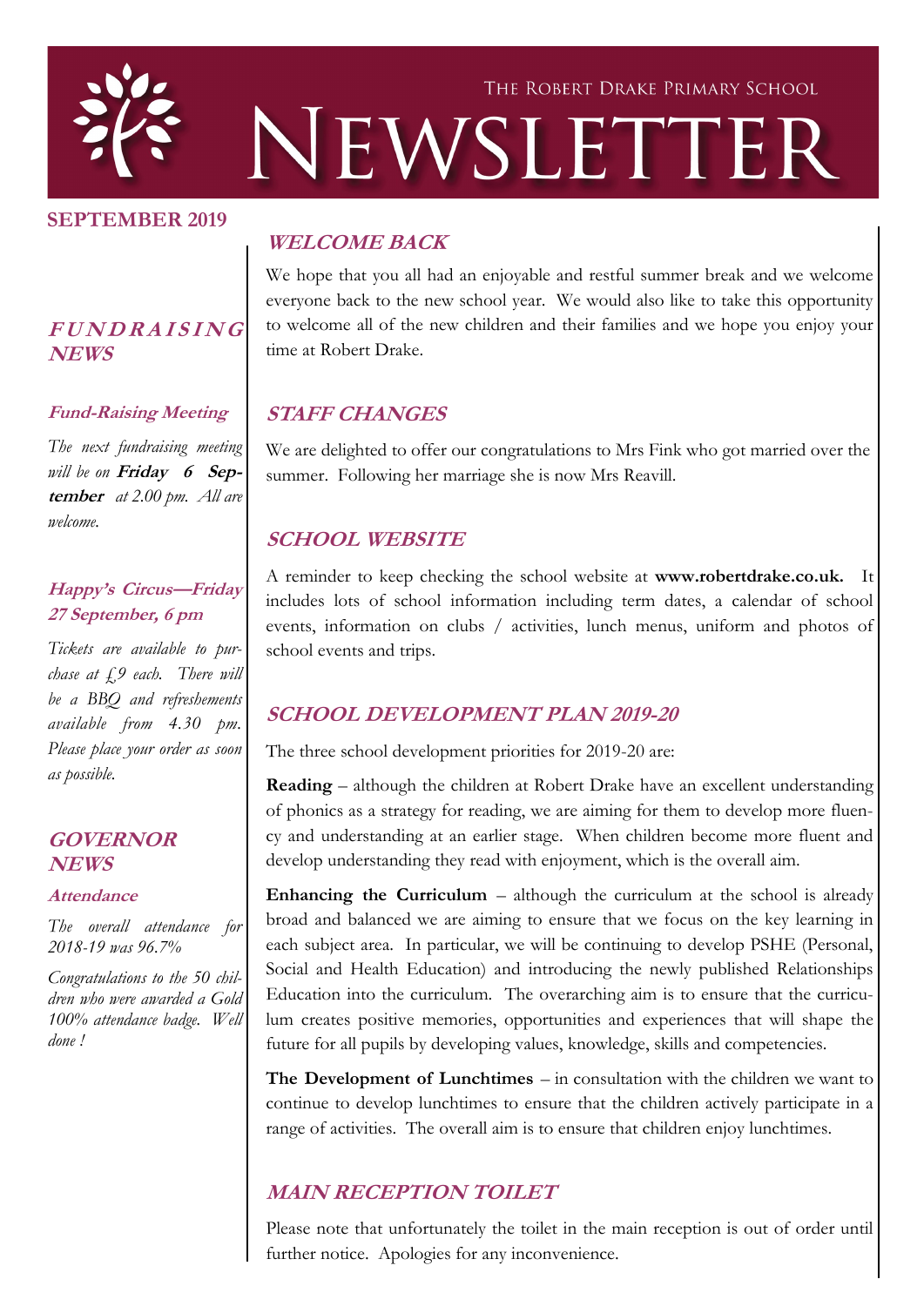# The Robert Drake Primary School Newsletter

**SEPTEMBER 2019**

## WELCOME BACK

We hope that you all had an enjoyable and restful summer break and we welcome everyone back to the new school year. We would also like to take this opportunity to welcome all of the new children and their families and we hope you enjoy your time at Robert Drake.

## STAFF CHANGES

We are delighted to offer our congratulations to Mrs Fink who got married over the summer. Following her marriage she is now Mrs Reavill.

## SCHOOL WEBSITE

A reminder to keep checking the school website at **www.robertdrake.co.uk.** It includes lots of school information including term dates, a calendar of school events, information on clubs / activities, lunch menus, uniform and photos of school events and trips.

## SCHOOL DEVELOPMENT PLAN 2019-20

The three school development priorities for 2019-20 are:

**Reading** – although the children at Robert Drake have an excellent understanding of phonics as a strategy for reading, we are aiming for them to develop more fluency and understanding at an earlier stage. When children become more fluent and develop understanding they read with enjoyment, which is the overall aim.

**Enhancing the Curriculum** – although the curriculum at the school is already broad and balanced we are aiming to ensure that we focus on the key learning in each subject area. In particular, we will be continuing to develop PSHE (Personal, Social and Health Education) and introducing the newly published Relationships Education into the curriculum. The overarching aim is to ensure that the curriculum creates positive memories, opportunities and experiences that will shape the future for all pupils by developing values, knowledge, skills and competencies.

**The Development of Lunchtimes** – in consultation with the children we want to continue to develop lunchtimes to ensure that the children actively participate in a range of activities. The overall aim is to ensure that children enjoy lunchtimes.

## MAIN RECEPTION TOILET

Please note that unfortunately the toilet in the main reception is out of order until further notice. Apologies for any inconvenience.

## FUNDRAISING NEWS

### Fund-Raising Meeting

*The next fundraising meeting will be on* ***Friday 6 September*** *at 2.00 pm. All are welcome.*

### Happy's Circus—Friday 27 September, 6 pm

*Tickets are available to purchase at £9 each. There will be a BBQ and refreshements available from 4.30 pm. Please place your order as soon as possible.*

## GOVERNOR NEWS

### Attendance

*The overall attendance for 2018-19 was 96.7%*

*Congratulations to the 50 children who were awarded a Gold 100% attendance badge. Well done !*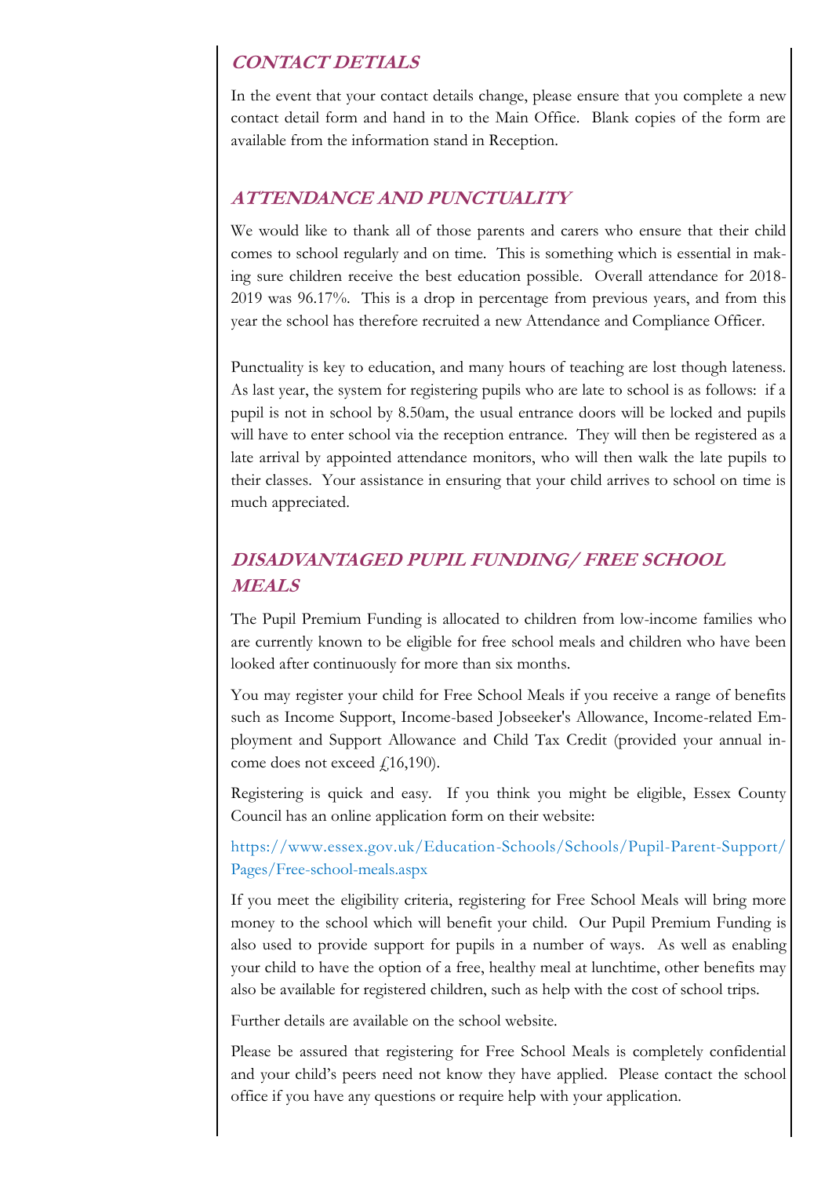## CONTACT DETIALS

In the event that your contact details change, please ensure that you complete a new contact detail form and hand in to the Main Office. Blank copies of the form are available from the information stand in Reception.

## ATTENDANCE AND PUNCTUALITY

We would like to thank all of those parents and carers who ensure that their child comes to school regularly and on time. This is something which is essential in making sure children receive the best education possible. Overall attendance for 2018-2019 was 96.17%. This is a drop in percentage from previous years, and from this year the school has therefore recruited a new Attendance and Compliance Officer.

Punctuality is key to education, and many hours of teaching are lost though lateness. As last year, the system for registering pupils who are late to school is as follows: if a pupil is not in school by 8.50am, the usual entrance doors will be locked and pupils will have to enter school via the reception entrance. They will then be registered as a late arrival by appointed attendance monitors, who will then walk the late pupils to their classes. Your assistance in ensuring that your child arrives to school on time is much appreciated.

## DISADVANTAGED PUPIL FUNDING/ FREE SCHOOL MEALS

The Pupil Premium Funding is allocated to children from low-income families who are currently known to be eligible for free school meals and children who have been looked after continuously for more than six months.

You may register your child for Free School Meals if you receive a range of benefits such as Income Support, Income-based Jobseeker's Allowance, Income-related Employment and Support Allowance and Child Tax Credit (provided your annual income does not exceed £16,190).

Registering is quick and easy. If you think you might be eligible, Essex County Council has an online application form on their website:

https://www.essex.gov.uk/Education-Schools/Schools/Pupil-Parent-Support/Pages/Free-school-meals.aspx

If you meet the eligibility criteria, registering for Free School Meals will bring more money to the school which will benefit your child. Our Pupil Premium Funding is also used to provide support for pupils in a number of ways. As well as enabling your child to have the option of a free, healthy meal at lunchtime, other benefits may also be available for registered children, such as help with the cost of school trips.

Further details are available on the school website.

Please be assured that registering for Free School Meals is completely confidential and your child's peers need not know they have applied. Please contact the school office if you have any questions or require help with your application.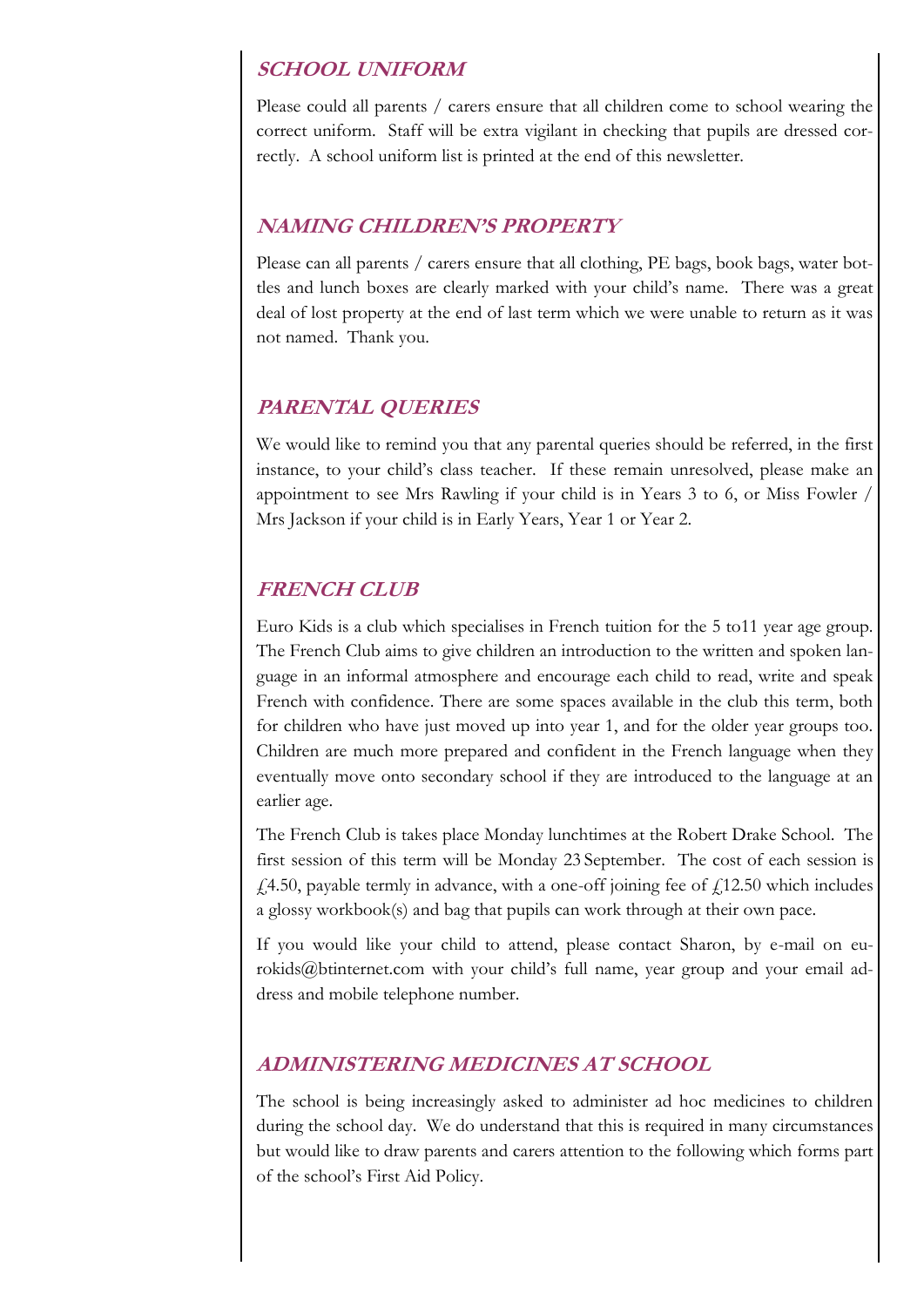## *SCHOOL UNIFORM*

Please could all parents / carers ensure that all children come to school wearing the correct uniform. Staff will be extra vigilant in checking that pupils are dressed correctly. A school uniform list is printed at the end of this newsletter.

## *NAMING CHILDREN'S PROPERTY*

Please can all parents / carers ensure that all clothing, PE bags, book bags, water bottles and lunch boxes are clearly marked with your child's name. There was a great deal of lost property at the end of last term which we were unable to return as it was not named. Thank you.

## *PARENTAL QUERIES*

We would like to remind you that any parental queries should be referred, in the first instance, to your child's class teacher. If these remain unresolved, please make an appointment to see Mrs Rawling if your child is in Years 3 to 6, or Miss Fowler / Mrs Jackson if your child is in Early Years, Year 1 or Year 2.

## *FRENCH CLUB*

Euro Kids is a club which specialises in French tuition for the 5 to11 year age group. The French Club aims to give children an introduction to the written and spoken language in an informal atmosphere and encourage each child to read, write and speak French with confidence. There are some spaces available in the club this term, both for children who have just moved up into year 1, and for the older year groups too. Children are much more prepared and confident in the French language when they eventually move onto secondary school if they are introduced to the language at an earlier age.

The French Club is takes place Monday lunchtimes at the Robert Drake School. The first session of this term will be Monday 23 September. The cost of each session is £4.50, payable termly in advance, with a one-off joining fee of £12.50 which includes a glossy workbook(s) and bag that pupils can work through at their own pace.

If you would like your child to attend, please contact Sharon, by e-mail on eurokids@btinternet.com with your child's full name, year group and your email address and mobile telephone number.

## *ADMINISTERING MEDICINES AT SCHOOL*

The school is being increasingly asked to administer ad hoc medicines to children during the school day. We do understand that this is required in many circumstances but would like to draw parents and carers attention to the following which forms part of the school's First Aid Policy.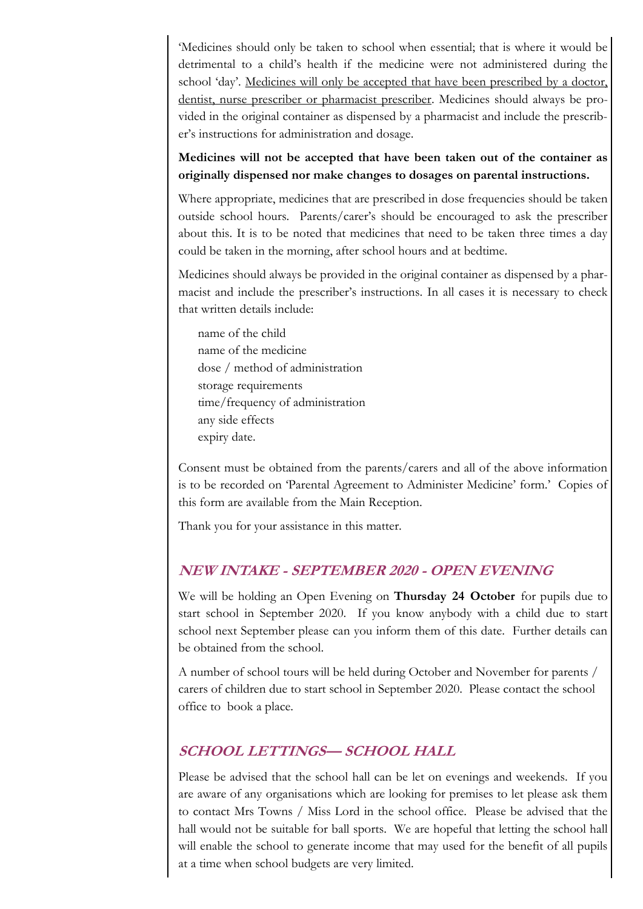'Medicines should only be taken to school when essential; that is where it would be detrimental to a child's health if the medicine were not administered during the school 'day'. Medicines will only be accepted that have been prescribed by a doctor, dentist, nurse prescriber or pharmacist prescriber. Medicines should always be provided in the original container as dispensed by a pharmacist and include the prescriber's instructions for administration and dosage.

**Medicines will not be accepted that have been taken out of the container as originally dispensed nor make changes to dosages on parental instructions.**

Where appropriate, medicines that are prescribed in dose frequencies should be taken outside school hours. Parents/carer's should be encouraged to ask the prescriber about this. It is to be noted that medicines that need to be taken three times a day could be taken in the morning, after school hours and at bedtime.

Medicines should always be provided in the original container as dispensed by a pharmacist and include the prescriber's instructions. In all cases it is necessary to check that written details include:

- name of the child
- name of the medicine
- dose / method of administration
- storage requirements
- time/frequency of administration
- any side effects
- expiry date.

Consent must be obtained from the parents/carers and all of the above information is to be recorded on 'Parental Agreement to Administer Medicine' form.' Copies of this form are available from the Main Reception.

Thank you for your assistance in this matter.

## NEW INTAKE - SEPTEMBER 2020 - OPEN EVENING

We will be holding an Open Evening on **Thursday 24 October** for pupils due to start school in September 2020. If you know anybody with a child due to start school next September please can you inform them of this date. Further details can be obtained from the school.

A number of school tours will be held during October and November for parents / carers of children due to start school in September 2020. Please contact the school office to book a place.

## SCHOOL LETTINGS— SCHOOL HALL

Please be advised that the school hall can be let on evenings and weekends. If you are aware of any organisations which are looking for premises to let please ask them to contact Mrs Towns / Miss Lord in the school office. Please be advised that the hall would not be suitable for ball sports. We are hopeful that letting the school hall will enable the school to generate income that may used for the benefit of all pupils at a time when school budgets are very limited.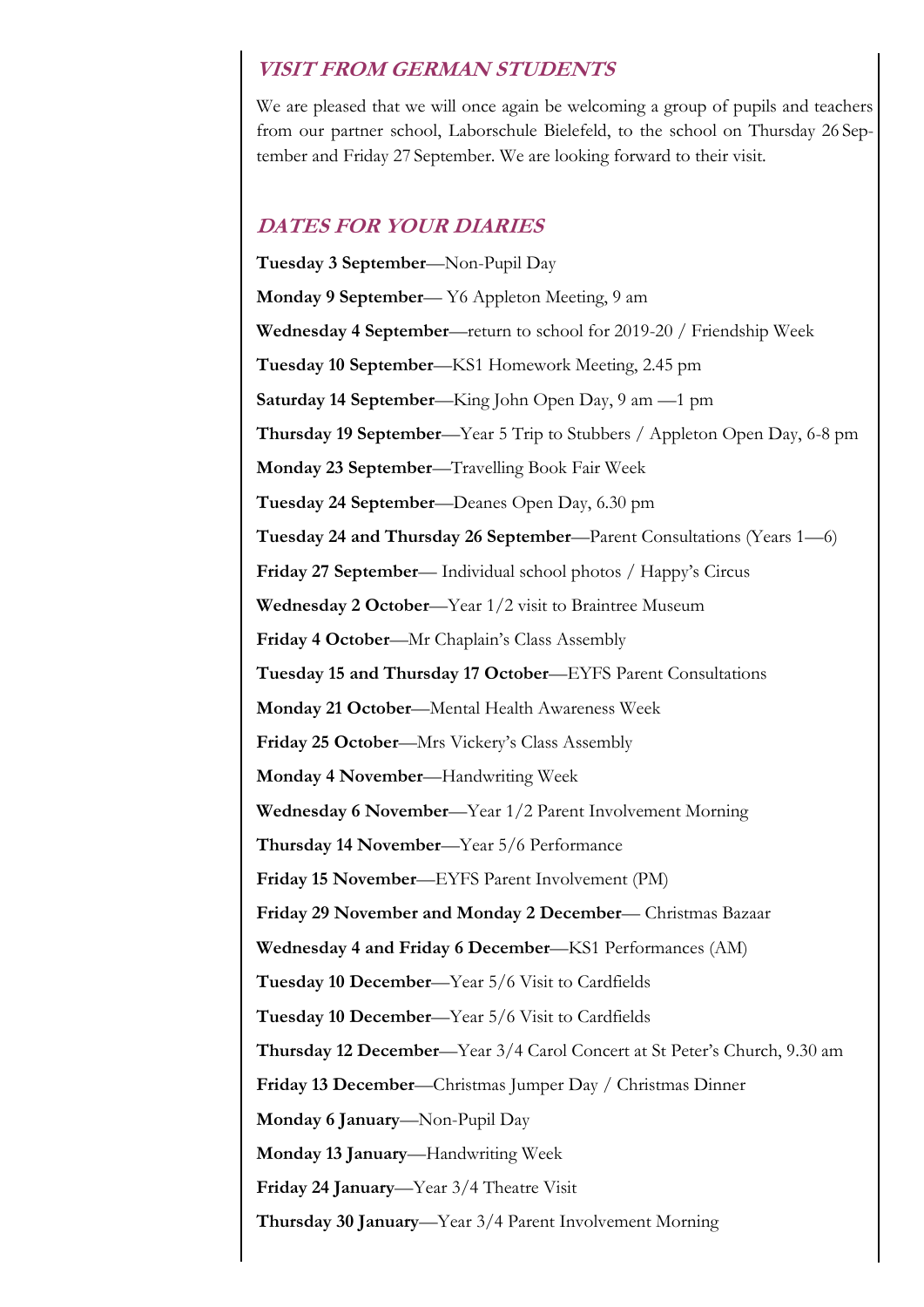## *VISIT FROM GERMAN STUDENTS*

We are pleased that we will once again be welcoming a group of pupils and teachers from our partner school, Laborschule Bielefeld, to the school on Thursday 26 September and Friday 27 September. We are looking forward to their visit.

## *DATES FOR YOUR DIARIES*

**Tuesday 3 September**—Non-Pupil Day

**Monday 9 September**— Y6 Appleton Meeting, 9 am

**Wednesday 4 September**—return to school for 2019-20 / Friendship Week

**Tuesday 10 September**—KS1 Homework Meeting, 2.45 pm

**Saturday 14 September**—King John Open Day, 9 am —1 pm

**Thursday 19 September**—Year 5 Trip to Stubbers / Appleton Open Day, 6-8 pm

**Monday 23 September**—Travelling Book Fair Week

**Tuesday 24 September**—Deanes Open Day, 6.30 pm

**Tuesday 24 and Thursday 26 September**—Parent Consultations (Years 1—6)

**Friday 27 September**— Individual school photos / Happy's Circus

**Wednesday 2 October**—Year 1/2 visit to Braintree Museum

**Friday 4 October**—Mr Chaplain's Class Assembly

**Tuesday 15 and Thursday 17 October**—EYFS Parent Consultations

**Monday 21 October**—Mental Health Awareness Week

**Friday 25 October**—Mrs Vickery's Class Assembly

**Monday 4 November**—Handwriting Week

**Wednesday 6 November**—Year 1/2 Parent Involvement Morning

**Thursday 14 November**—Year 5/6 Performance

**Friday 15 November**—EYFS Parent Involvement (PM)

**Friday 29 November and Monday 2 December**— Christmas Bazaar

**Wednesday 4 and Friday 6 December**—KS1 Performances (AM)

**Tuesday 10 December**—Year 5/6 Visit to Cardfields

**Tuesday 10 December**—Year 5/6 Visit to Cardfields

**Thursday 12 December**—Year 3/4 Carol Concert at St Peter's Church, 9.30 am

**Friday 13 December**—Christmas Jumper Day / Christmas Dinner

**Monday 6 January**—Non-Pupil Day

**Monday 13 January**—Handwriting Week

**Friday 24 January**—Year 3/4 Theatre Visit

**Thursday 30 January**—Year 3/4 Parent Involvement Morning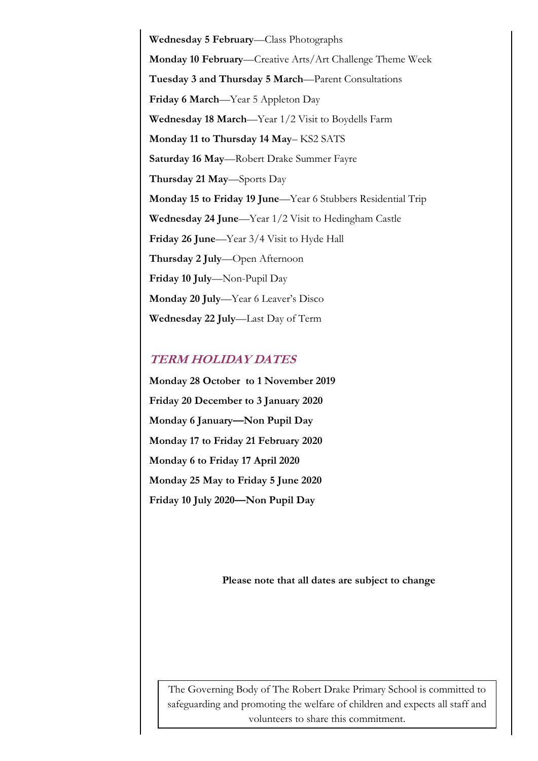**Wednesday 5 February**—Class Photographs

**Monday 10 February**—Creative Arts/Art Challenge Theme Week

**Tuesday 3 and Thursday 5 March**—Parent Consultations

**Friday 6 March**—Year 5 Appleton Day

**Wednesday 18 March**—Year 1/2 Visit to Boydells Farm

**Monday 11 to Thursday 14 May**– KS2 SATS

**Saturday 16 May**—Robert Drake Summer Fayre

**Thursday 21 May**—Sports Day

**Monday 15 to Friday 19 June**—Year 6 Stubbers Residential Trip

**Wednesday 24 June**—Year 1/2 Visit to Hedingham Castle

**Friday 26 June**—Year 3/4 Visit to Hyde Hall

**Thursday 2 July**—Open Afternoon

**Friday 10 July**—Non-Pupil Day

**Monday 20 July**—Year 6 Leaver's Disco

**Wednesday 22 July**—Last Day of Term

## TERM HOLIDAY DATES

**Monday 28 October to 1 November 2019**

**Friday 20 December to 3 January 2020**

**Monday 6 January—Non Pupil Day**

**Monday 17 to Friday 21 February 2020**

**Monday 6 to Friday 17 April 2020**

**Monday 25 May to Friday 5 June 2020**

**Friday 10 July 2020—Non Pupil Day**

**Please note that all dates are subject to change**

The Governing Body of The Robert Drake Primary School is committed to safeguarding and promoting the welfare of children and expects all staff and volunteers to share this commitment.